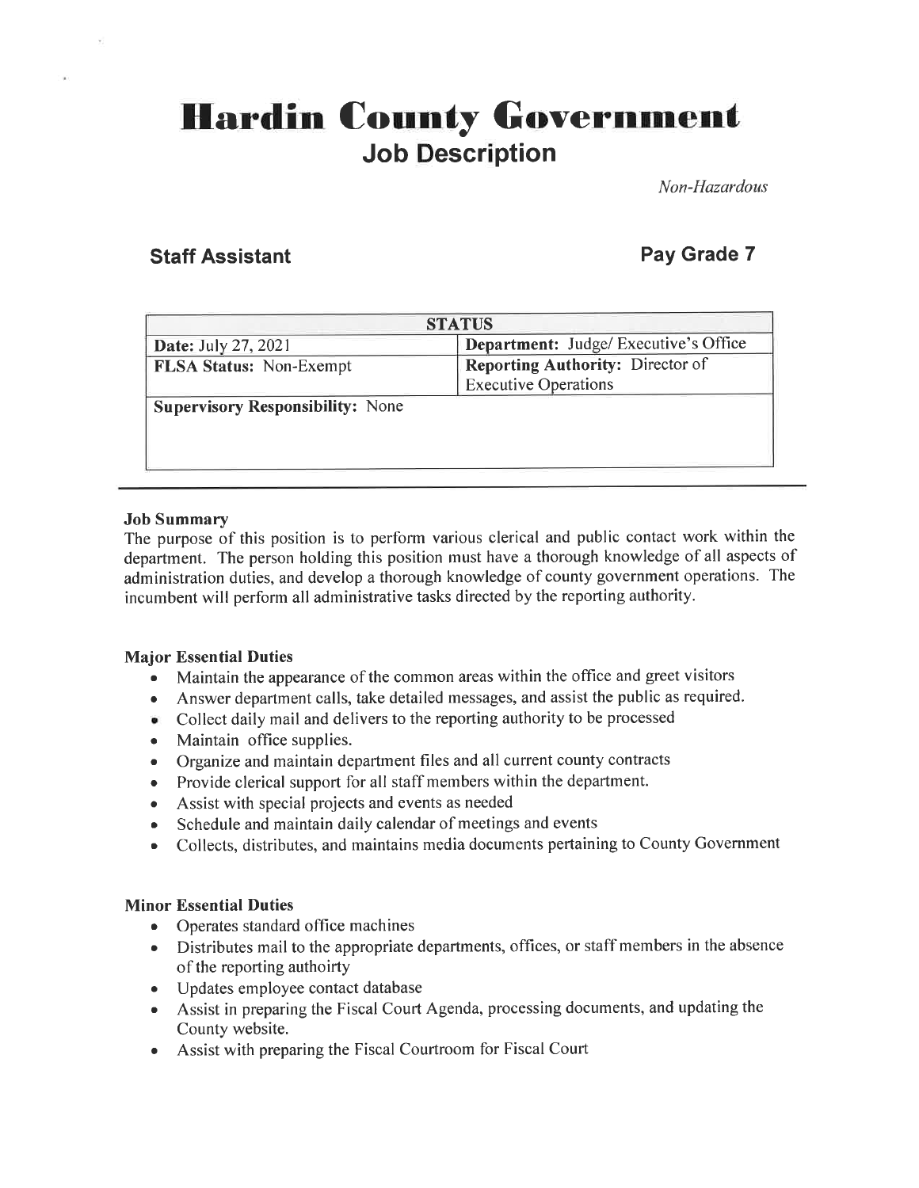# Hardin County Government

## Job Description

*Non-Hazardous*

### Staff Assistant

### Pay Grade 7

| STATUS | |
|---|---|
| **Date:** July 27, 2021 | **Department:** Judge/ Executive's Office |
| **FLSA Status:** Non-Exempt | **Reporting Authority:** Director of Executive Operations |
| **Supervisory Responsibility:** None | |

---

**Job Summary**

The purpose of this position is to perform various clerical and public contact work within the department. The person holding this position must have a thorough knowledge of all aspects of administration duties, and develop a thorough knowledge of county government operations. The incumbent will perform all administrative tasks directed by the reporting authority.

**Major Essential Duties**

- Maintain the appearance of the common areas within the office and greet visitors
- Answer department calls, take detailed messages, and assist the public as required.
- Collect daily mail and delivers to the reporting authority to be processed
- Maintain office supplies.
- Organize and maintain department files and all current county contracts
- Provide clerical support for all staff members within the department.
- Assist with special projects and events as needed
- Schedule and maintain daily calendar of meetings and events
- Collects, distributes, and maintains media documents pertaining to County Government

**Minor Essential Duties**

- Operates standard office machines
- Distributes mail to the appropriate departments, offices, or staff members in the absence of the reporting authoirty
- Updates employee contact database
- Assist in preparing the Fiscal Court Agenda, processing documents, and updating the County website.
- Assist with preparing the Fiscal Courtroom for Fiscal Court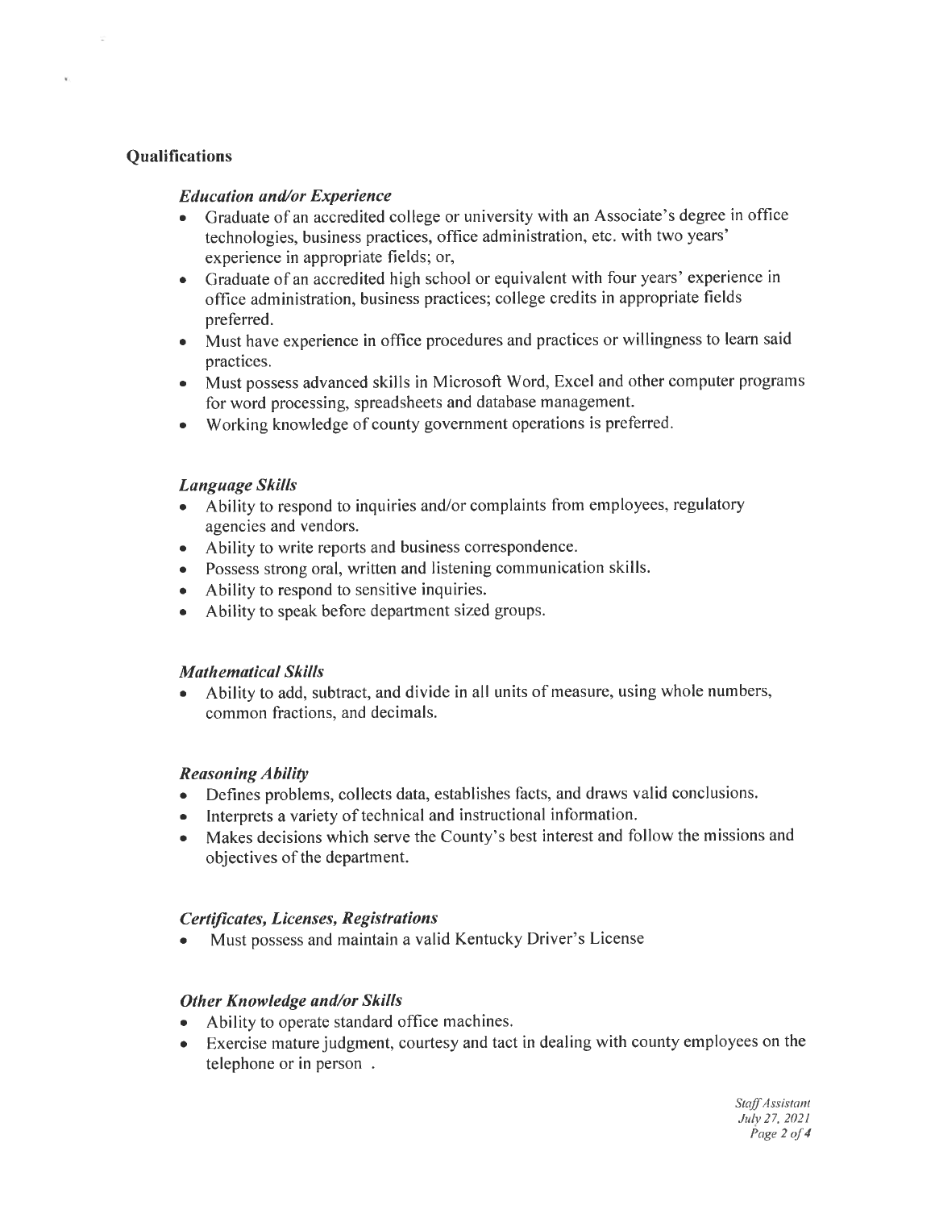## Qualifications

### *Education and/or Experience*

- Graduate of an accredited college or university with an Associate's degree in office technologies, business practices, office administration, etc. with two years' experience in appropriate fields; or,
- Graduate of an accredited high school or equivalent with four years' experience in office administration, business practices; college credits in appropriate fields preferred.
- Must have experience in office procedures and practices or willingness to learn said practices.
- Must possess advanced skills in Microsoft Word, Excel and other computer programs for word processing, spreadsheets and database management.
- Working knowledge of county government operations is preferred.

### *Language Skills*

- Ability to respond to inquiries and/or complaints from employees, regulatory agencies and vendors.
- Ability to write reports and business correspondence.
- Possess strong oral, written and listening communication skills.
- Ability to respond to sensitive inquiries.
- Ability to speak before department sized groups.

### *Mathematical Skills*

- Ability to add, subtract, and divide in all units of measure, using whole numbers, common fractions, and decimals.

### *Reasoning Ability*

- Defines problems, collects data, establishes facts, and draws valid conclusions.
- Interprets a variety of technical and instructional information.
- Makes decisions which serve the County's best interest and follow the missions and objectives of the department.

### *Certificates, Licenses, Registrations*

- Must possess and maintain a valid Kentucky Driver's License

### *Other Knowledge and/or Skills*

- Ability to operate standard office machines.
- Exercise mature judgment, courtesy and tact in dealing with county employees on the telephone or in person .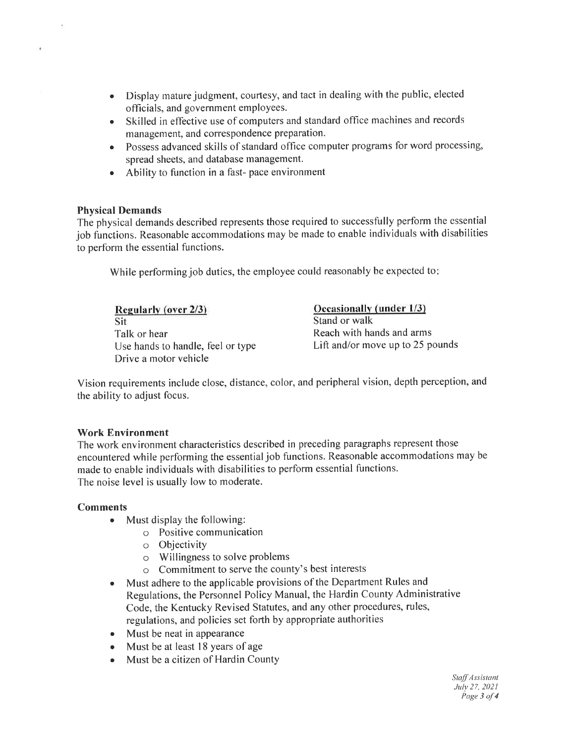- Display mature judgment, courtesy, and tact in dealing with the public, elected officials, and government employees.
- Skilled in effective use of computers and standard office machines and records management, and correspondence preparation.
- Possess advanced skills of standard office computer programs for word processing, spread sheets, and database management.
- Ability to function in a fast- pace environment

**Physical Demands**

The physical demands described represents those required to successfully perform the essential job functions. Reasonable accommodations may be made to enable individuals with disabilities to perform the essential functions.

While performing job duties, the employee could reasonably be expected to:

| Regularly (over 2/3) | Occasionally (under 1/3) |
|---|---|
| Sit | Stand or walk |
| Talk or hear | Reach with hands and arms |
| Use hands to handle, feel or type | Lift and/or move up to 25 pounds |
| Drive a motor vehicle | |

Vision requirements include close, distance, color, and peripheral vision, depth perception, and the ability to adjust focus.

**Work Environment**

The work environment characteristics described in preceding paragraphs represent those encountered while performing the essential job functions. Reasonable accommodations may be made to enable individuals with disabilities to perform essential functions.
The noise level is usually low to moderate.

**Comments**

- Must display the following:
  - Positive communication
  - Objectivity
  - Willingness to solve problems
  - Commitment to serve the county's best interests
- Must adhere to the applicable provisions of the Department Rules and Regulations, the Personnel Policy Manual, the Hardin County Administrative Code, the Kentucky Revised Statutes, and any other procedures, rules, regulations, and policies set forth by appropriate authorities
- Must be neat in appearance
- Must be at least 18 years of age
- Must be a citizen of Hardin County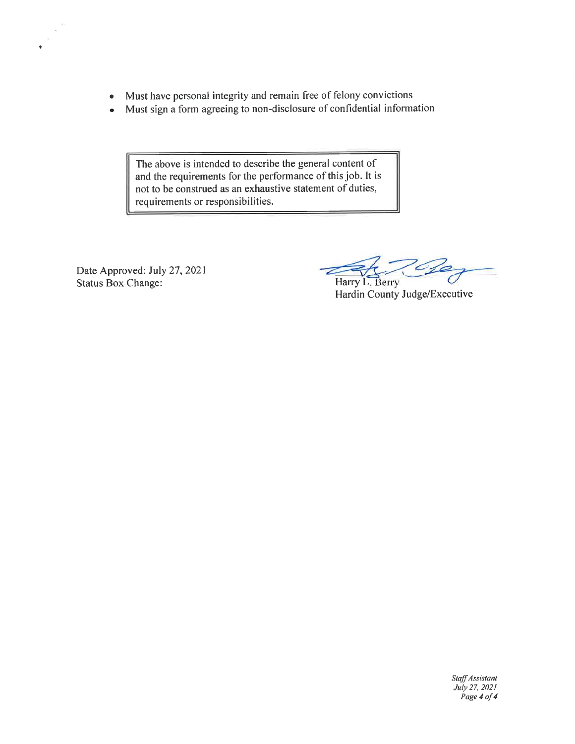- Must have personal integrity and remain free of felony convictions
- Must sign a form agreeing to non-disclosure of confidential information

> The above is intended to describe the general content of and the requirements for the performance of this job. It is not to be construed as an exhaustive statement of duties, requirements or responsibilities.

Date Approved: July 27, 2021
Status Box Change:

Harry L. Berry
Hardin County Judge/Executive